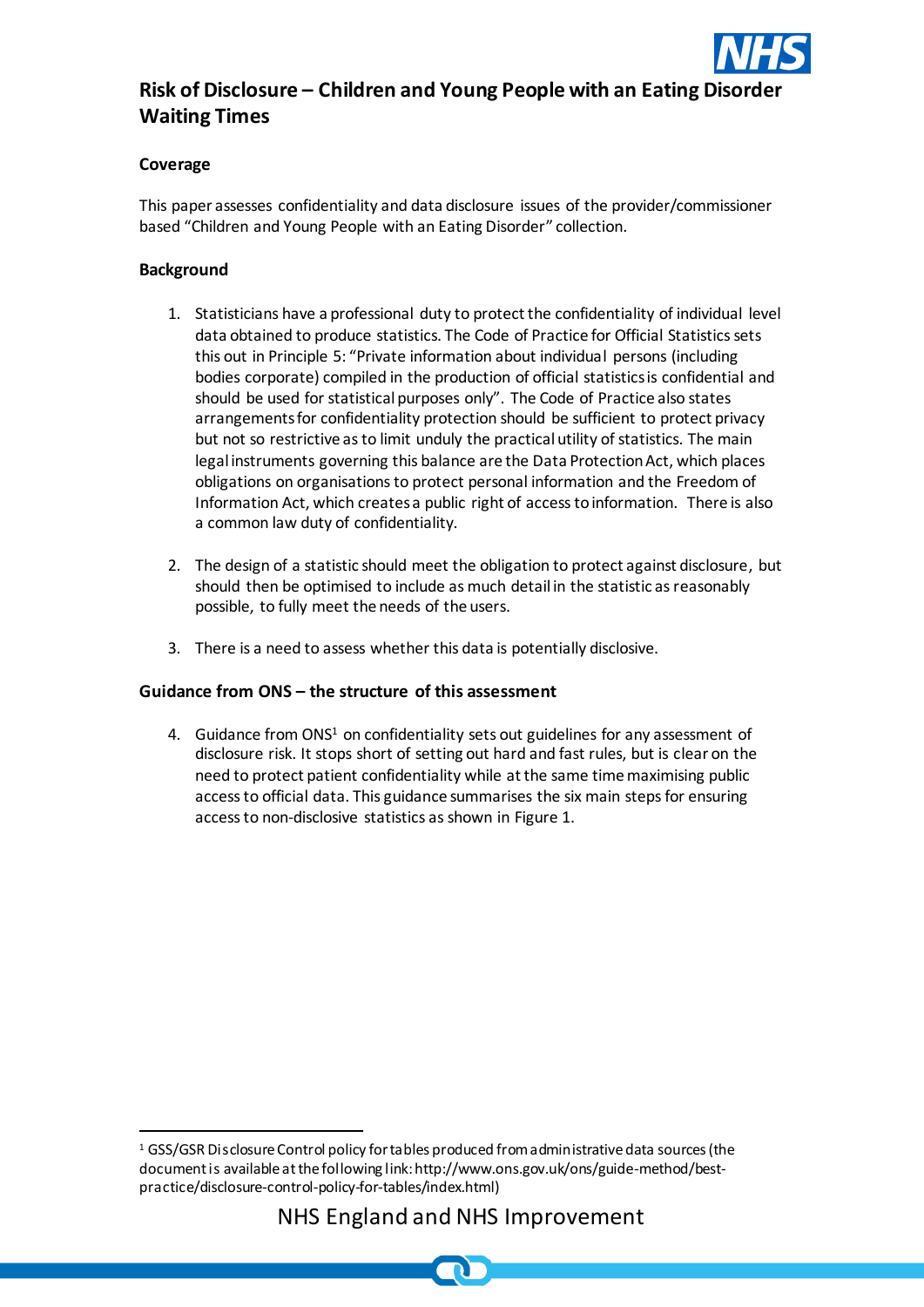# Risk of Disclosure – Children and Young People with an Eating Disorder Waiting Times

## Coverage

This paper assesses confidentiality and data disclosure issues of the provider/commissioner based "Children and Young People with an Eating Disorder" collection.

## Background

1. Statisticians have a professional duty to protect the confidentiality of individual level data obtained to produce statistics. The Code of Practice for Official Statistics sets this out in Principle 5: "Private information about individual persons (including bodies corporate) compiled in the production of official statistics is confidential and should be used for statistical purposes only". The Code of Practice also states arrangements for confidentiality protection should be sufficient to protect privacy but not so restrictive as to limit unduly the practical utility of statistics. The main legal instruments governing this balance are the Data Protection Act, which places obligations on organisations to protect personal information and the Freedom of Information Act, which creates a public right of access to information. There is also a common law duty of confidentiality.

2. The design of a statistic should meet the obligation to protect against disclosure, but should then be optimised to include as much detail in the statistic as reasonably possible, to fully meet the needs of the users.

3. There is a need to assess whether this data is potentially disclosive.

## Guidance from ONS – the structure of this assessment

4. Guidance from ONS[1] on confidentiality sets out guidelines for any assessment of disclosure risk. It stops short of setting out hard and fast rules, but is clear on the need to protect patient confidentiality while at the same time maximising public access to official data. This guidance summarises the six main steps for ensuring access to non-disclosive statistics as shown in Figure 1.

---

[1] GSS/GSR Disclosure Control policy for tables produced from administrative data sources (the document is available at the following link: http://www.ons.gov.uk/ons/guide-method/best-practice/disclosure-control-policy-for-tables/index.html)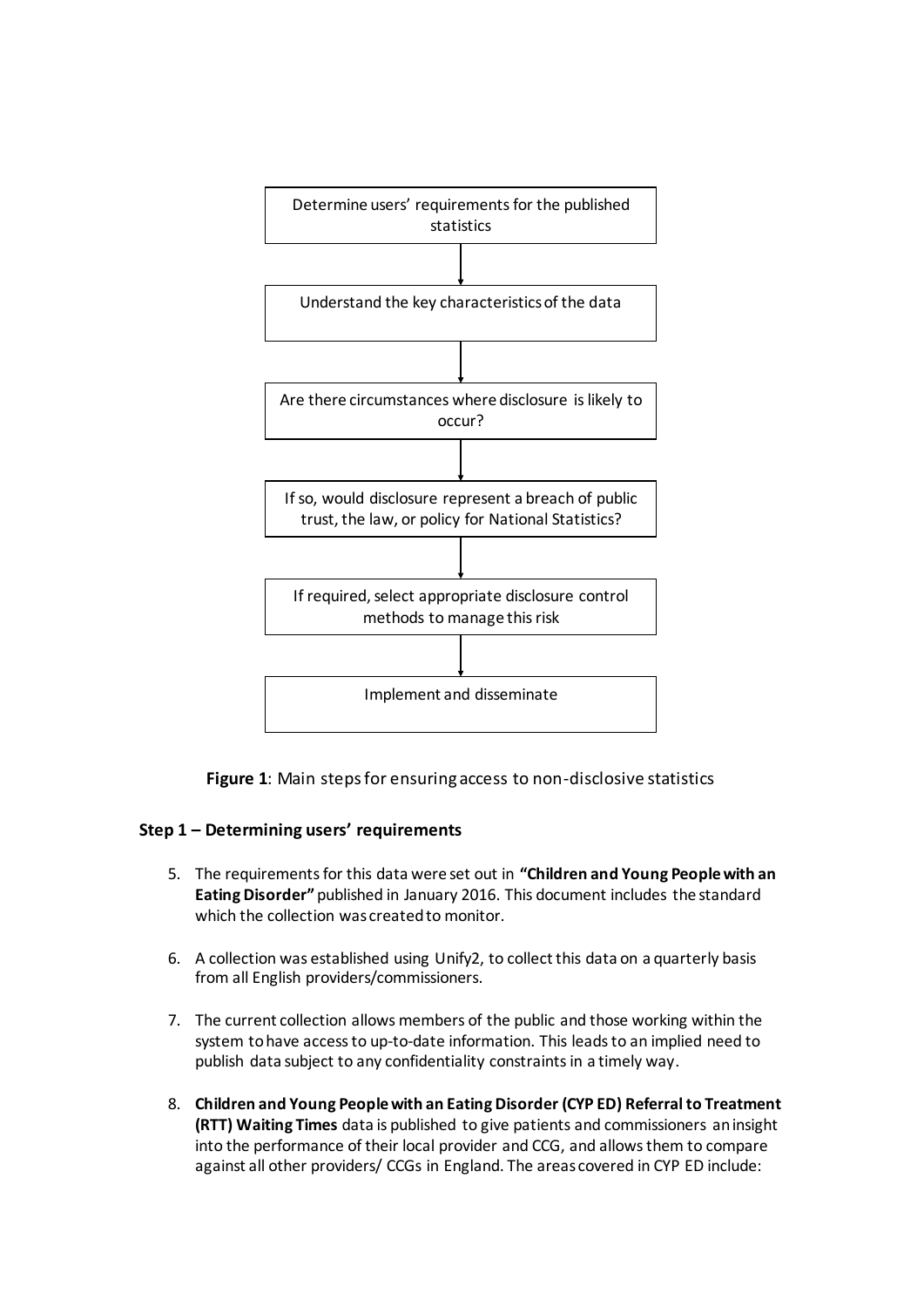Determine users' requirements for the published statistics

↓

Understand the key characteristics of the data

↓

Are there circumstances where disclosure is likely to occur?

↓

If so, would disclosure represent a breach of public trust, the law, or policy for National Statistics?

↓

If required, select appropriate disclosure control methods to manage this risk

↓

Implement and disseminate

**Figure 1**: Main steps for ensuring access to non-disclosive statistics

### Step 1 – Determining users' requirements

5. The requirements for this data were set out in **"Children and Young People with an Eating Disorder"** published in January 2016. This document includes the standard which the collection was created to monitor.

6. A collection was established using Unify2, to collect this data on a quarterly basis from all English providers/commissioners.

7. The current collection allows members of the public and those working within the system to have access to up-to-date information. This leads to an implied need to publish data subject to any confidentiality constraints in a timely way.

8. **Children and Young People with an Eating Disorder (CYP ED) Referral to Treatment (RTT) Waiting Times** data is published to give patients and commissioners an insight into the performance of their local provider and CCG, and allows them to compare against all other providers/ CCGs in England. The areas covered in CYP ED include: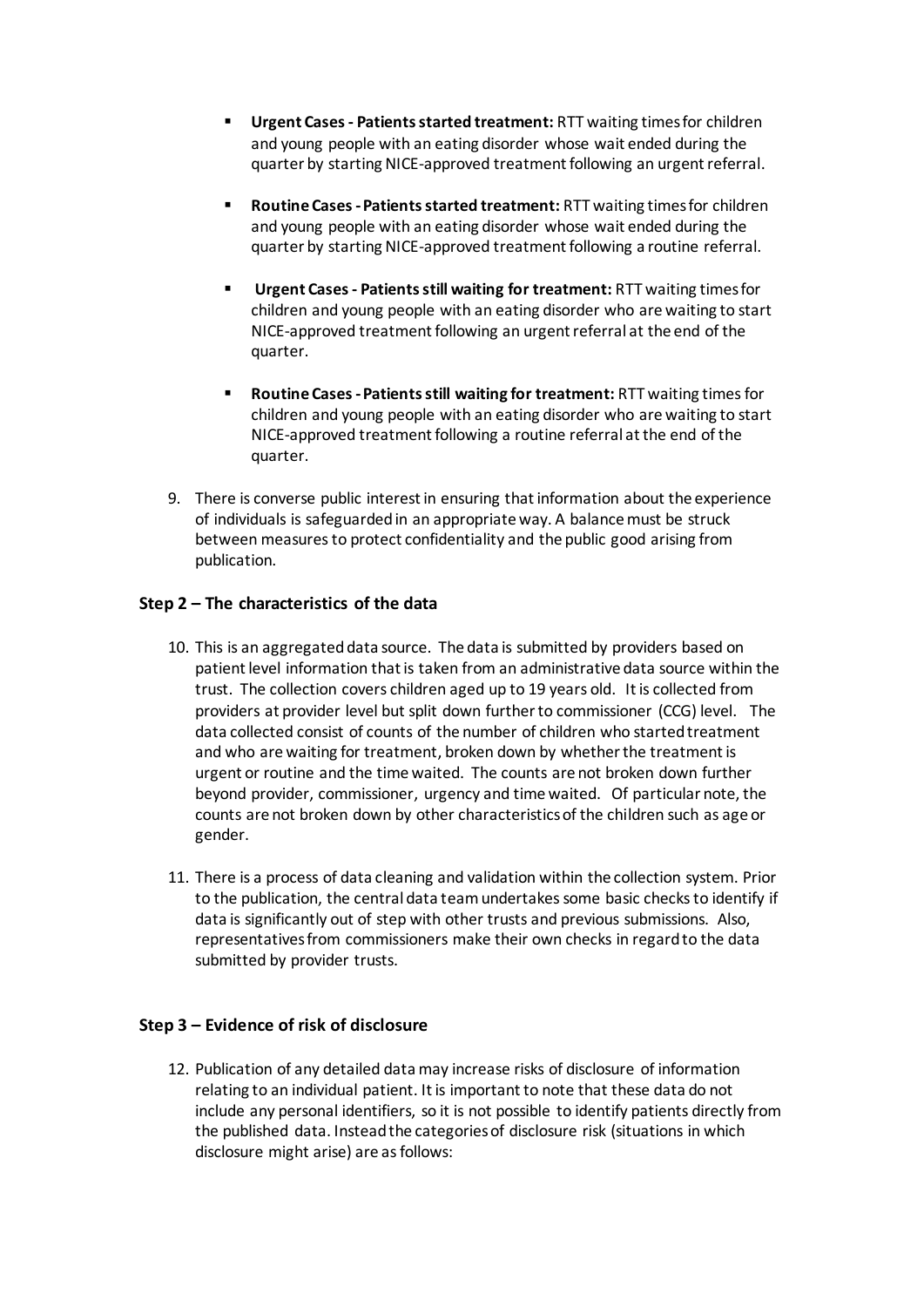- **Urgent Cases - Patients started treatment:** RTT waiting times for children and young people with an eating disorder whose wait ended during the quarter by starting NICE-approved treatment following an urgent referral.

- **Routine Cases - Patients started treatment:** RTT waiting times for children and young people with an eating disorder whose wait ended during the quarter by starting NICE-approved treatment following a routine referral.

- **Urgent Cases - Patients still waiting for treatment:** RTT waiting times for children and young people with an eating disorder who are waiting to start NICE-approved treatment following an urgent referral at the end of the quarter.

- **Routine Cases - Patients still waiting for treatment:** RTT waiting times for children and young people with an eating disorder who are waiting to start NICE-approved treatment following a routine referral at the end of the quarter.

9. There is converse public interest in ensuring that information about the experience of individuals is safeguarded in an appropriate way. A balance must be struck between measures to protect confidentiality and the public good arising from publication.

### Step 2 – The characteristics of the data

10. This is an aggregated data source. The data is submitted by providers based on patient level information that is taken from an administrative data source within the trust. The collection covers children aged up to 19 years old. It is collected from providers at provider level but split down further to commissioner (CCG) level. The data collected consist of counts of the number of children who started treatment and who are waiting for treatment, broken down by whether the treatment is urgent or routine and the time waited. The counts are not broken down further beyond provider, commissioner, urgency and time waited. Of particular note, the counts are not broken down by other characteristics of the children such as age or gender.

11. There is a process of data cleaning and validation within the collection system. Prior to the publication, the central data team undertakes some basic checks to identify if data is significantly out of step with other trusts and previous submissions. Also, representatives from commissioners make their own checks in regard to the data submitted by provider trusts.

### Step 3 – Evidence of risk of disclosure

12. Publication of any detailed data may increase risks of disclosure of information relating to an individual patient. It is important to note that these data do not include any personal identifiers, so it is not possible to identify patients directly from the published data. Instead the categories of disclosure risk (situations in which disclosure might arise) are as follows: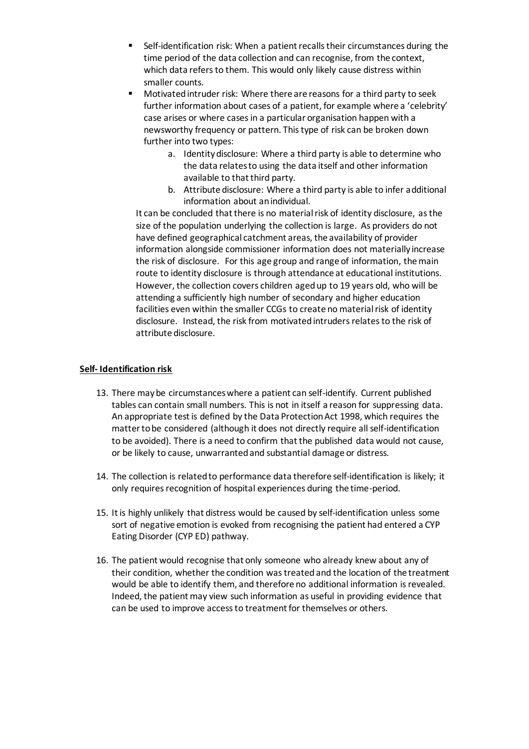- Self-identification risk: When a patient recalls their circumstances during the time period of the data collection and can recognise, from the context, which data refers to them. This would only likely cause distress within smaller counts.
- Motivated intruder risk: Where there are reasons for a third party to seek further information about cases of a patient, for example where a 'celebrity' case arises or where cases in a particular organisation happen with a newsworthy frequency or pattern. This type of risk can be broken down further into two types:
    a. Identity disclosure: Where a third party is able to determine who the data relates to using the data itself and other information available to that third party.
    b. Attribute disclosure: Where a third party is able to infer additional information about an individual.

  It can be concluded that there is no material risk of identity disclosure, as the size of the population underlying the collection is large. As providers do not have defined geographical catchment areas, the availability of provider information alongside commissioner information does not materially increase the risk of disclosure. For this age group and range of information, the main route to identity disclosure is through attendance at educational institutions. However, the collection covers children aged up to 19 years old, who will be attending a sufficiently high number of secondary and higher education facilities even within the smaller CCGs to create no material risk of identity disclosure. Instead, the risk from motivated intruders relates to the risk of attribute disclosure.

**Self- Identification risk**

13. There may be circumstances where a patient can self-identify. Current published tables can contain small numbers. This is not in itself a reason for suppressing data. An appropriate test is defined by the Data Protection Act 1998, which requires the matter to be considered (although it does not directly require all self-identification to be avoided). There is a need to confirm that the published data would not cause, or be likely to cause, unwarranted and substantial damage or distress.

14. The collection is related to performance data therefore self-identification is likely; it only requires recognition of hospital experiences during the time-period.

15. It is highly unlikely that distress would be caused by self-identification unless some sort of negative emotion is evoked from recognising the patient had entered a CYP Eating Disorder (CYP ED) pathway.

16. The patient would recognise that only someone who already knew about any of their condition, whether the condition was treated and the location of the treatment would be able to identify them, and therefore no additional information is revealed. Indeed, the patient may view such information as useful in providing evidence that can be used to improve access to treatment for themselves or others.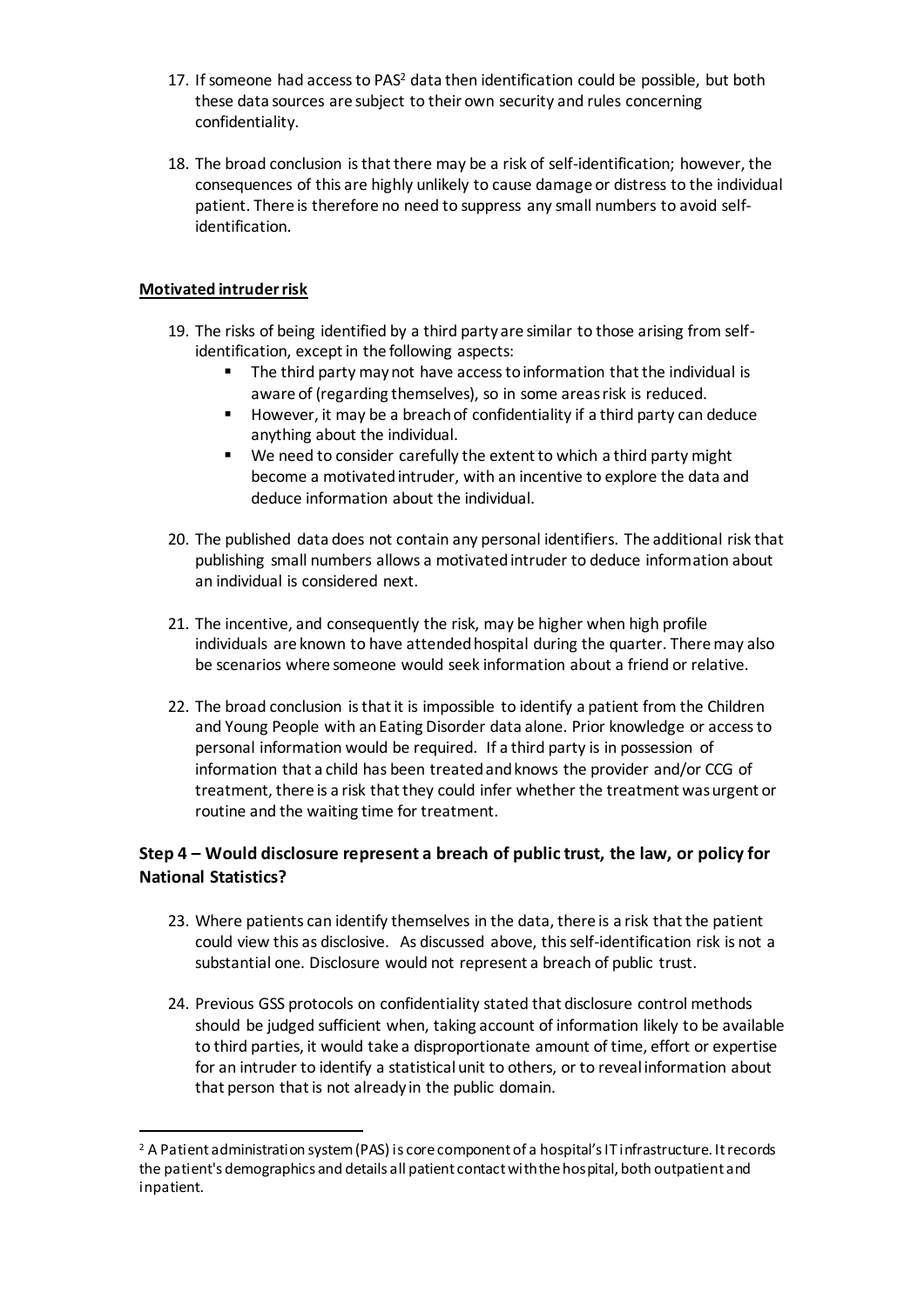17. If someone had access to PAS[2] data then identification could be possible, but both these data sources are subject to their own security and rules concerning confidentiality.

18. The broad conclusion is that there may be a risk of self-identification; however, the consequences of this are highly unlikely to cause damage or distress to the individual patient. There is therefore no need to suppress any small numbers to avoid self-identification.

**Motivated intruder risk**

19. The risks of being identified by a third party are similar to those arising from self-identification, except in the following aspects:
    - The third party may not have access to information that the individual is aware of (regarding themselves), so in some areas risk is reduced.
    - However, it may be a breach of confidentiality if a third party can deduce anything about the individual.
    - We need to consider carefully the extent to which a third party might become a motivated intruder, with an incentive to explore the data and deduce information about the individual.

20. The published data does not contain any personal identifiers. The additional risk that publishing small numbers allows a motivated intruder to deduce information about an individual is considered next.

21. The incentive, and consequently the risk, may be higher when high profile individuals are known to have attended hospital during the quarter. There may also be scenarios where someone would seek information about a friend or relative.

22. The broad conclusion is that it is impossible to identify a patient from the Children and Young People with an Eating Disorder data alone. Prior knowledge or access to personal information would be required. If a third party is in possession of information that a child has been treated and knows the provider and/or CCG of treatment, there is a risk that they could infer whether the treatment was urgent or routine and the waiting time for treatment.

### Step 4 – Would disclosure represent a breach of public trust, the law, or policy for National Statistics?

23. Where patients can identify themselves in the data, there is a risk that the patient could view this as disclosive. As discussed above, this self-identification risk is not a substantial one. Disclosure would not represent a breach of public trust.

24. Previous GSS protocols on confidentiality stated that disclosure control methods should be judged sufficient when, taking account of information likely to be available to third parties, it would take a disproportionate amount of time, effort or expertise for an intruder to identify a statistical unit to others, or to reveal information about that person that is not already in the public domain.

---

[2] A Patient administration system (PAS) is core component of a hospital's IT infrastructure. It records the patient's demographics and details all patient contact with the hospital, both outpatient and inpatient.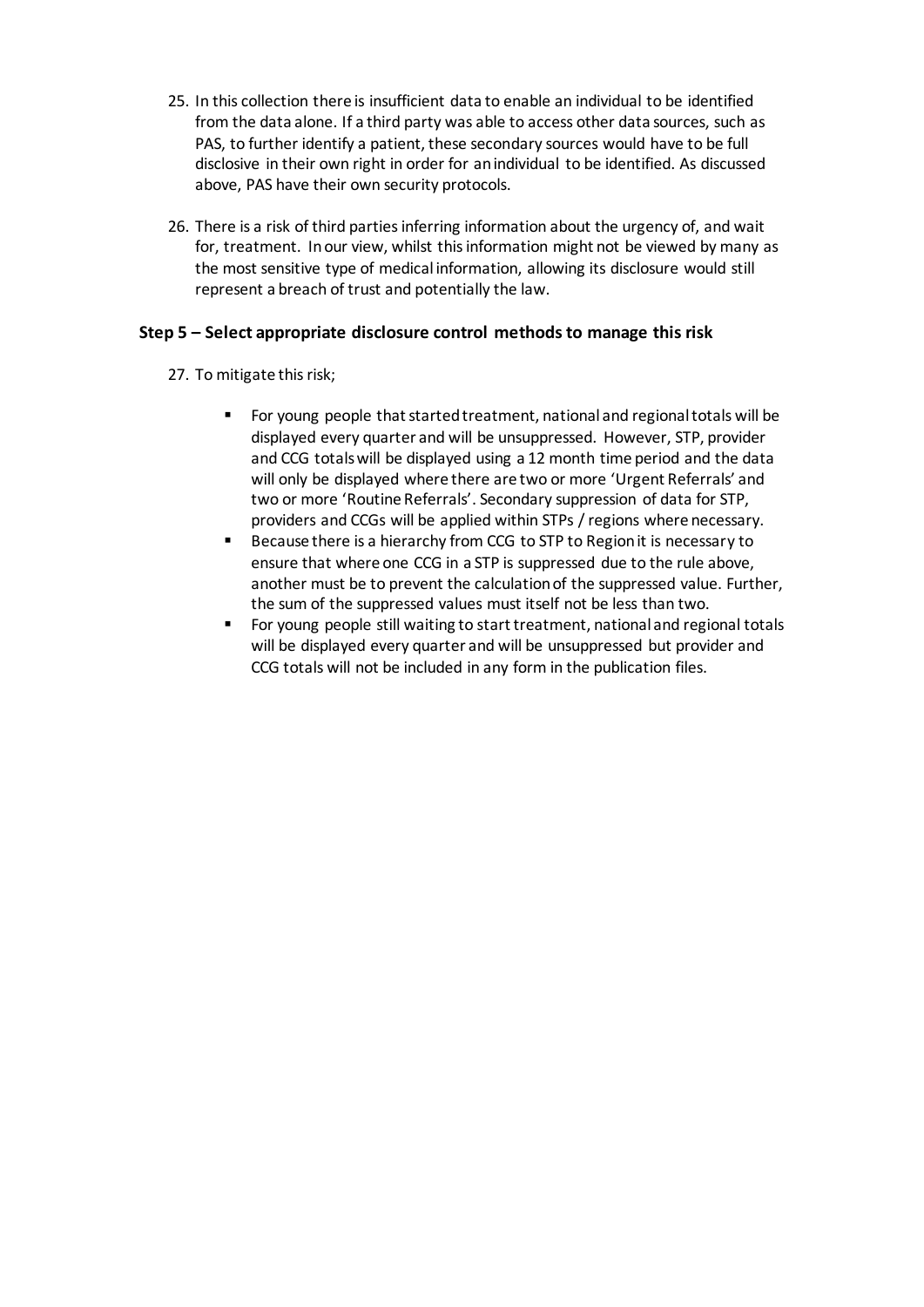25. In this collection there is insufficient data to enable an individual to be identified from the data alone. If a third party was able to access other data sources, such as PAS, to further identify a patient, these secondary sources would have to be full disclosive in their own right in order for an individual to be identified. As discussed above, PAS have their own security protocols.

26. There is a risk of third parties inferring information about the urgency of, and wait for, treatment. In our view, whilst this information might not be viewed by many as the most sensitive type of medical information, allowing its disclosure would still represent a breach of trust and potentially the law.

### Step 5 – Select appropriate disclosure control methods to manage this risk

27. To mitigate this risk;

    - For young people that started treatment, national and regional totals will be displayed every quarter and will be unsuppressed. However, STP, provider and CCG totals will be displayed using a 12 month time period and the data will only be displayed where there are two or more 'Urgent Referrals' and two or more 'Routine Referrals'. Secondary suppression of data for STP, providers and CCGs will be applied within STPs / regions where necessary.
    - Because there is a hierarchy from CCG to STP to Region it is necessary to ensure that where one CCG in a STP is suppressed due to the rule above, another must be to prevent the calculation of the suppressed value. Further, the sum of the suppressed values must itself not be less than two.
    - For young people still waiting to start treatment, national and regional totals will be displayed every quarter and will be unsuppressed but provider and CCG totals will not be included in any form in the publication files.